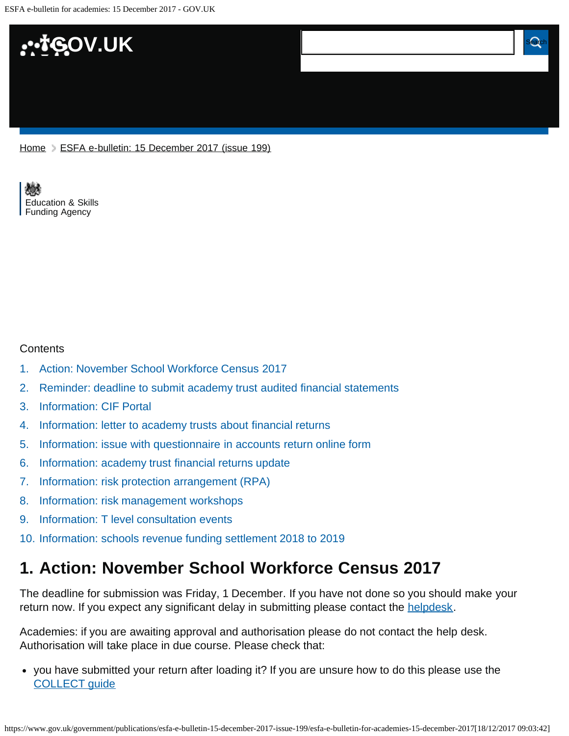Home > ESFA e-bulletin: 15 December 2017 (issue 199)

Education & Skills Funding Agency

Contents

1. Action: November School Workforce Census 2017
2. Reminder: deadline to submit academy trust audited financial statements
3. Information: CIF Portal
4. Information: letter to academy trusts about financial returns
5. Information: issue with questionnaire in accounts return online form
6. Information: academy trust financial returns update
7. Information: risk protection arrangement (RPA)
8. Information: risk management workshops
9. Information: T level consultation events
10. Information: schools revenue funding settlement 2018 to 2019

## 1. Action: November School Workforce Census 2017

The deadline for submission was Friday, 1 December. If you have not done so you should make your return now. If you expect any significant delay in submitting please contact the helpdesk.

Academies: if you are awaiting approval and authorisation please do not contact the help desk. Authorisation will take place in due course. Please check that:

- you have submitted your return after loading it? If you are unsure how to do this please use the COLLECT guide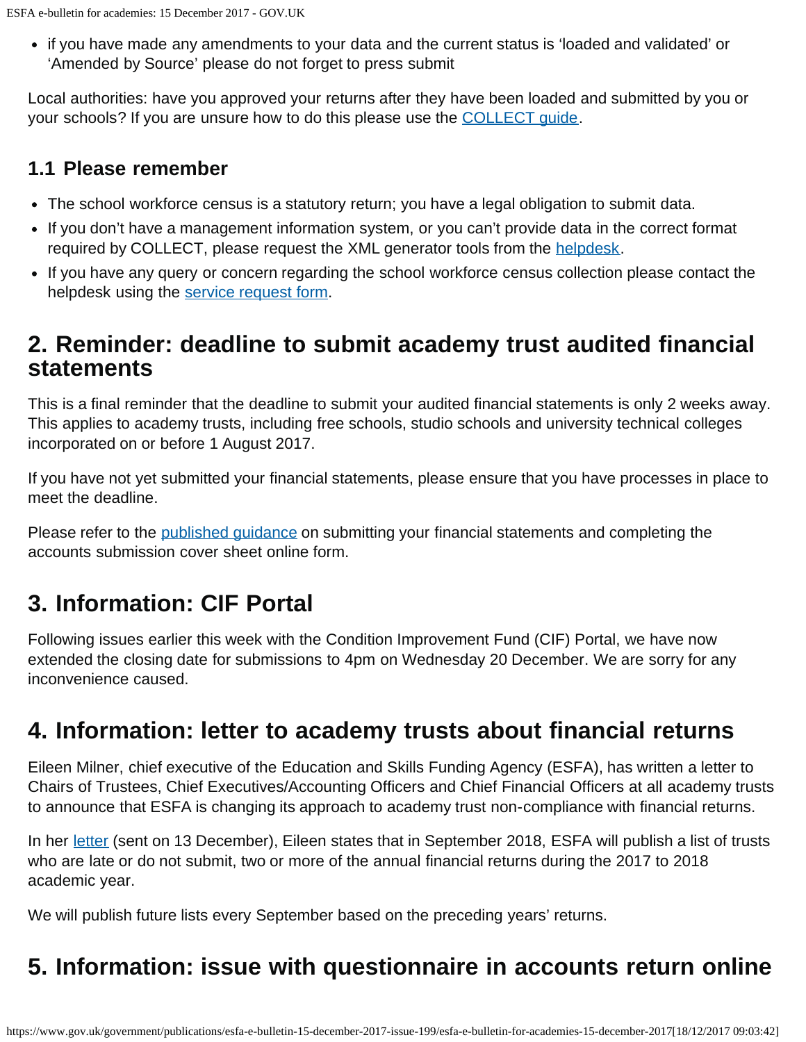- if you have made any amendments to your data and the current status is 'loaded and validated' or 'Amended by Source' please do not forget to press submit

Local authorities: have you approved your returns after they have been loaded and submitted by you or your schools? If you are unsure how to do this please use the COLLECT guide.

### 1.1 Please remember

- The school workforce census is a statutory return; you have a legal obligation to submit data.
- If you don't have a management information system, or you can't provide data in the correct format required by COLLECT, please request the XML generator tools from the helpdesk.
- If you have any query or concern regarding the school workforce census collection please contact the helpdesk using the service request form.

## 2. Reminder: deadline to submit academy trust audited financial statements

This is a final reminder that the deadline to submit your audited financial statements is only 2 weeks away. This applies to academy trusts, including free schools, studio schools and university technical colleges incorporated on or before 1 August 2017.

If you have not yet submitted your financial statements, please ensure that you have processes in place to meet the deadline.

Please refer to the published guidance on submitting your financial statements and completing the accounts submission cover sheet online form.

## 3. Information: CIF Portal

Following issues earlier this week with the Condition Improvement Fund (CIF) Portal, we have now extended the closing date for submissions to 4pm on Wednesday 20 December. We are sorry for any inconvenience caused.

## 4. Information: letter to academy trusts about financial returns

Eileen Milner, chief executive of the Education and Skills Funding Agency (ESFA), has written a letter to Chairs of Trustees, Chief Executives/Accounting Officers and Chief Financial Officers at all academy trusts to announce that ESFA is changing its approach to academy trust non-compliance with financial returns.

In her letter (sent on 13 December), Eileen states that in September 2018, ESFA will publish a list of trusts who are late or do not submit, two or more of the annual financial returns during the 2017 to 2018 academic year.

We will publish future lists every September based on the preceding years' returns.

## 5. Information: issue with questionnaire in accounts return online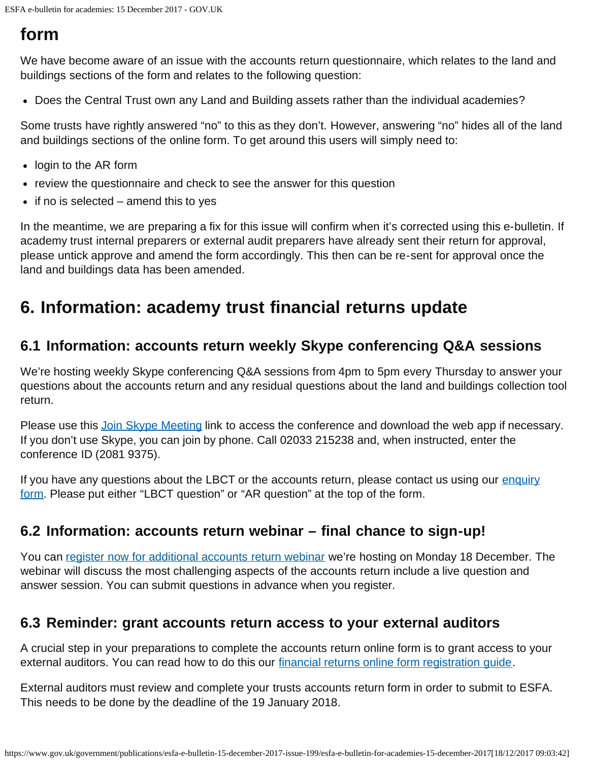## form

We have become aware of an issue with the accounts return questionnaire, which relates to the land and buildings sections of the form and relates to the following question:

- Does the Central Trust own any Land and Building assets rather than the individual academies?

Some trusts have rightly answered "no" to this as they don't. However, answering "no" hides all of the land and buildings sections of the online form. To get around this users will simply need to:

- login to the AR form
- review the questionnaire and check to see the answer for this question
- if no is selected – amend this to yes

In the meantime, we are preparing a fix for this issue will confirm when it's corrected using this e-bulletin. If academy trust internal preparers or external audit preparers have already sent their return for approval, please untick approve and amend the form accordingly. This then can be re-sent for approval once the land and buildings data has been amended.

# 6. Information: academy trust financial returns update

## 6.1 Information: accounts return weekly Skype conferencing Q&A sessions

We're hosting weekly Skype conferencing Q&A sessions from 4pm to 5pm every Thursday to answer your questions about the accounts return and any residual questions about the land and buildings collection tool return.

Please use this [Join Skype Meeting] link to access the conference and download the web app if necessary. If you don't use Skype, you can join by phone. Call 02033 215238 and, when instructed, enter the conference ID (2081 9375).

If you have any questions about the LBCT or the accounts return, please contact us using our [enquiry form]. Please put either "LBCT question" or "AR question" at the top of the form.

## 6.2 Information: accounts return webinar – final chance to sign-up!

You can [register now for additional accounts return webinar] we're hosting on Monday 18 December. The webinar will discuss the most challenging aspects of the accounts return include a live question and answer session. You can submit questions in advance when you register.

## 6.3 Reminder: grant accounts return access to your external auditors

A crucial step in your preparations to complete the accounts return online form is to grant access to your external auditors. You can read how to do this our [financial returns online form registration guide].

External auditors must review and complete your trusts accounts return form in order to submit to ESFA. This needs to be done by the deadline of the 19 January 2018.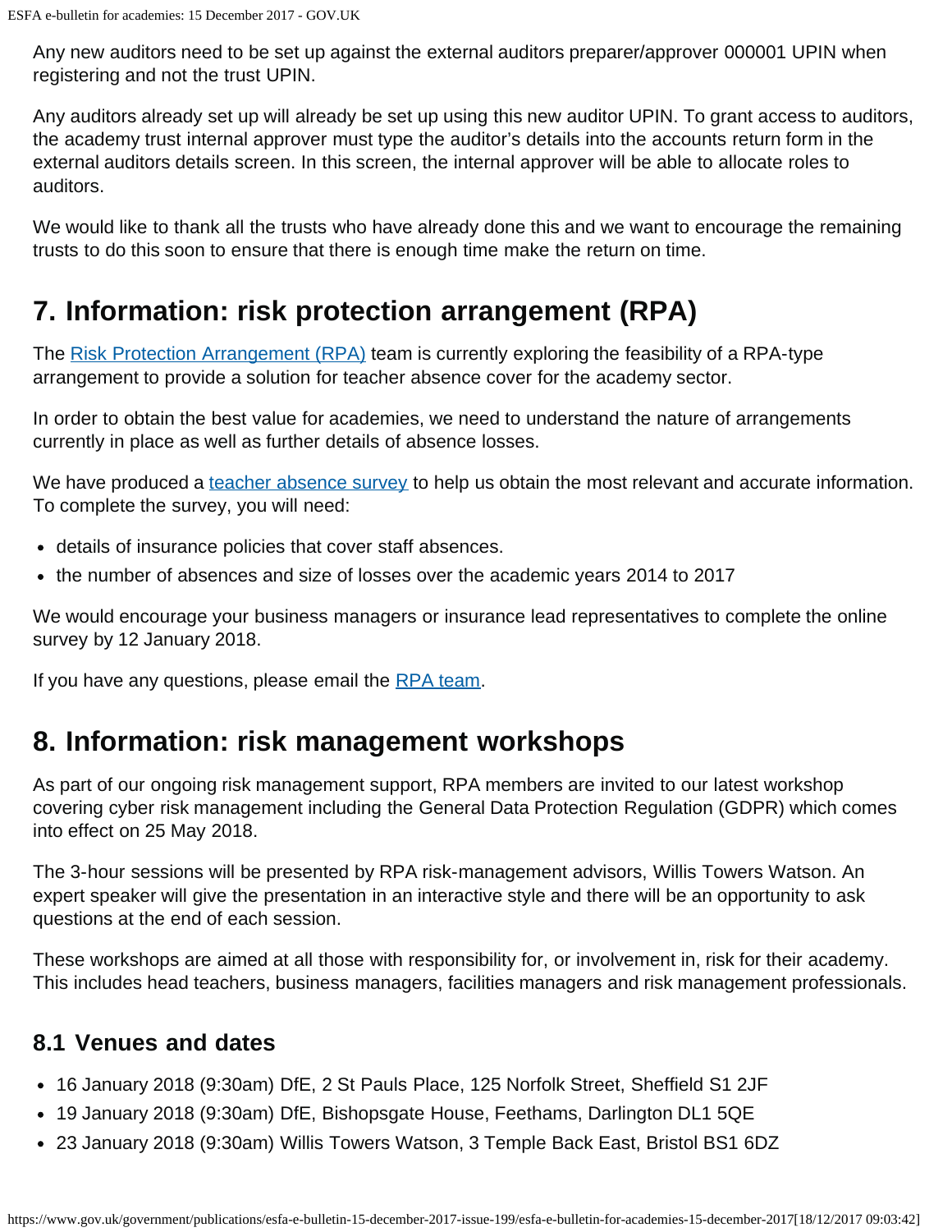Any new auditors need to be set up against the external auditors preparer/approver 000001 UPIN when registering and not the trust UPIN.

Any auditors already set up will already be set up using this new auditor UPIN. To grant access to auditors, the academy trust internal approver must type the auditor's details into the accounts return form in the external auditors details screen. In this screen, the internal approver will be able to allocate roles to auditors.

We would like to thank all the trusts who have already done this and we want to encourage the remaining trusts to do this soon to ensure that there is enough time make the return on time.

## 7. Information: risk protection arrangement (RPA)

The Risk Protection Arrangement (RPA) team is currently exploring the feasibility of a RPA-type arrangement to provide a solution for teacher absence cover for the academy sector.

In order to obtain the best value for academies, we need to understand the nature of arrangements currently in place as well as further details of absence losses.

We have produced a teacher absence survey to help us obtain the most relevant and accurate information. To complete the survey, you will need:

- details of insurance policies that cover staff absences.
- the number of absences and size of losses over the academic years 2014 to 2017

We would encourage your business managers or insurance lead representatives to complete the online survey by 12 January 2018.

If you have any questions, please email the RPA team.

## 8. Information: risk management workshops

As part of our ongoing risk management support, RPA members are invited to our latest workshop covering cyber risk management including the General Data Protection Regulation (GDPR) which comes into effect on 25 May 2018.

The 3-hour sessions will be presented by RPA risk-management advisors, Willis Towers Watson. An expert speaker will give the presentation in an interactive style and there will be an opportunity to ask questions at the end of each session.

These workshops are aimed at all those with responsibility for, or involvement in, risk for their academy. This includes head teachers, business managers, facilities managers and risk management professionals.

### 8.1 Venues and dates

- 16 January 2018 (9:30am) DfE, 2 St Pauls Place, 125 Norfolk Street, Sheffield S1 2JF
- 19 January 2018 (9:30am) DfE, Bishopsgate House, Feethams, Darlington DL1 5QE
- 23 January 2018 (9:30am) Willis Towers Watson, 3 Temple Back East, Bristol BS1 6DZ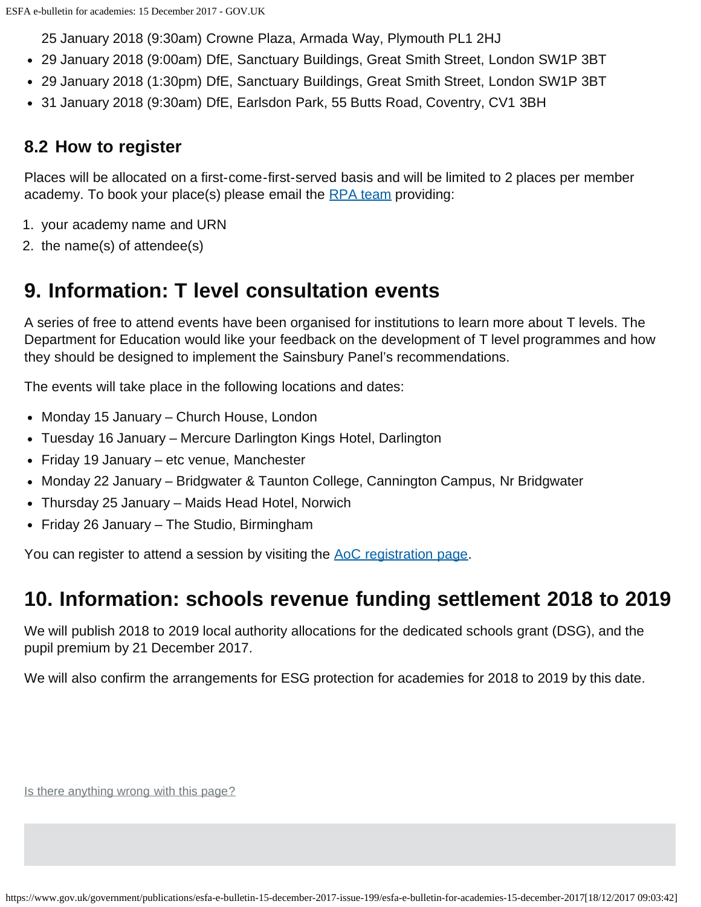- 25 January 2018 (9:30am) Crowne Plaza, Armada Way, Plymouth PL1 2HJ
- 29 January 2018 (9:00am) DfE, Sanctuary Buildings, Great Smith Street, London SW1P 3BT
- 29 January 2018 (1:30pm) DfE, Sanctuary Buildings, Great Smith Street, London SW1P 3BT
- 31 January 2018 (9:30am) DfE, Earlsdon Park, 55 Butts Road, Coventry, CV1 3BH

### 8.2 How to register

Places will be allocated on a first-come-first-served basis and will be limited to 2 places per member academy. To book your place(s) please email the RPA team providing:

1. your academy name and URN
2. the name(s) of attendee(s)

## 9. Information: T level consultation events

A series of free to attend events have been organised for institutions to learn more about T levels. The Department for Education would like your feedback on the development of T level programmes and how they should be designed to implement the Sainsbury Panel's recommendations.

The events will take place in the following locations and dates:

- Monday 15 January – Church House, London
- Tuesday 16 January – Mercure Darlington Kings Hotel, Darlington
- Friday 19 January – etc venue, Manchester
- Monday 22 January – Bridgwater & Taunton College, Cannington Campus, Nr Bridgwater
- Thursday 25 January – Maids Head Hotel, Norwich
- Friday 26 January – The Studio, Birmingham

You can register to attend a session by visiting the AoC registration page.

## 10. Information: schools revenue funding settlement 2018 to 2019

We will publish 2018 to 2019 local authority allocations for the dedicated schools grant (DSG), and the pupil premium by 21 December 2017.

We will also confirm the arrangements for ESG protection for academies for 2018 to 2019 by this date.

Is there anything wrong with this page?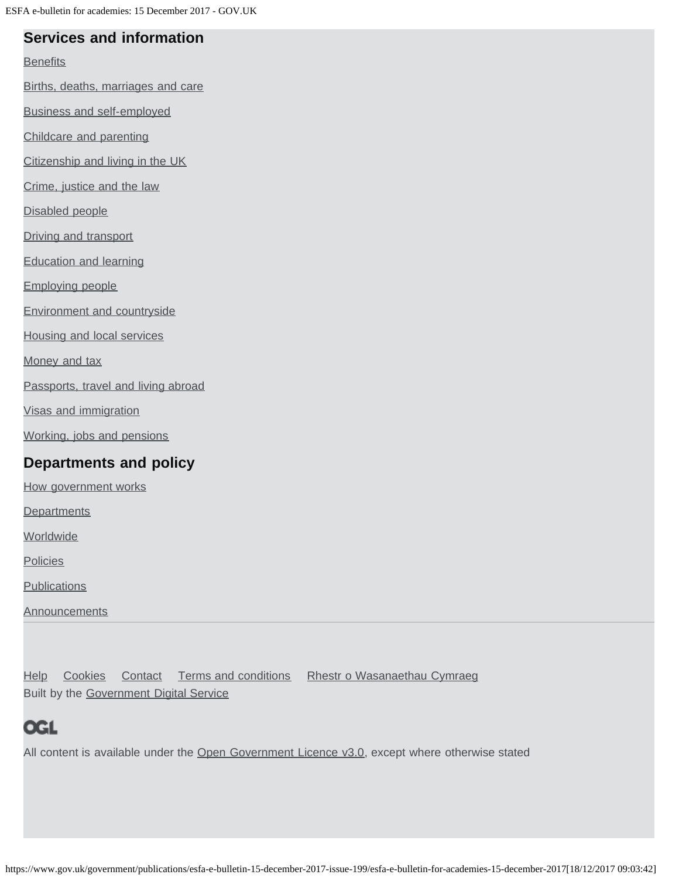## Services and information

- Benefits
- Births, deaths, marriages and care
- Business and self-employed
- Childcare and parenting
- Citizenship and living in the UK
- Crime, justice and the law
- Disabled people
- Driving and transport
- Education and learning
- Employing people
- Environment and countryside
- Housing and local services
- Money and tax
- Passports, travel and living abroad
- Visas and immigration
- Working, jobs and pensions

## Departments and policy

- How government works
- Departments
- Worldwide
- Policies
- Publications
- Announcements

Help Cookies Contact Terms and conditions Rhestr o Wasanaethau Cymraeg

Built by the Government Digital Service

OGL

All content is available under the Open Government Licence v3.0, except where otherwise stated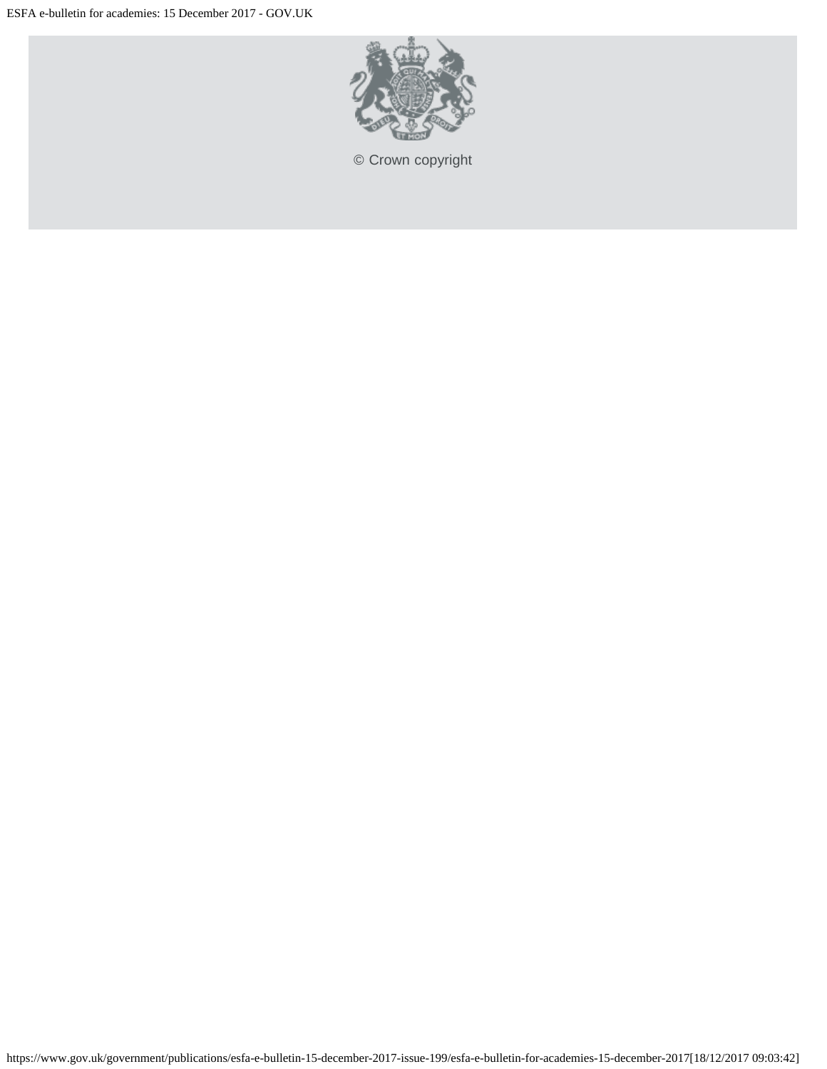© Crown copyright